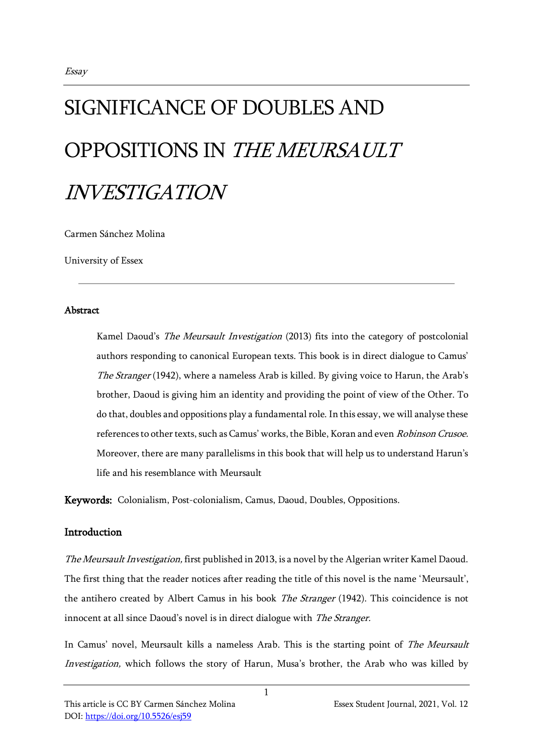*Essay*

# SIGNIFICANCE OF DOUBLES AND OPPOSITIONS IN *THE MEURSAULT INVESTIGATION*

Carmen Sánchez Molina

University of Essex

---

### Abstract

> Kamel Daoud's *The Meursault Investigation* (2013) fits into the category of postcolonial authors responding to canonical European texts. This book is in direct dialogue to Camus' *The Stranger* (1942), where a nameless Arab is killed. By giving voice to Harun, the Arab's brother, Daoud is giving him an identity and providing the point of view of the Other. To do that, doubles and oppositions play a fundamental role. In this essay, we will analyse these references to other texts, such as Camus' works, the Bible, Koran and even *Robinson Crusoe*. Moreover, there are many parallelisms in this book that will help us to understand Harun's life and his resemblance with Meursault

**Keywords:** Colonialism, Post-colonialism, Camus, Daoud, Doubles, Oppositions.

### Introduction

*The Meursault Investigation,* first published in 2013, is a novel by the Algerian writer Kamel Daoud. The first thing that the reader notices after reading the title of this novel is the name 'Meursault', the antihero created by Albert Camus in his book *The Stranger* (1942). This coincidence is not innocent at all since Daoud's novel is in direct dialogue with *The Stranger.*

In Camus' novel, Meursault kills a nameless Arab. This is the starting point of *The Meursault Investigation,* which follows the story of Harun, Musa's brother, the Arab who was killed by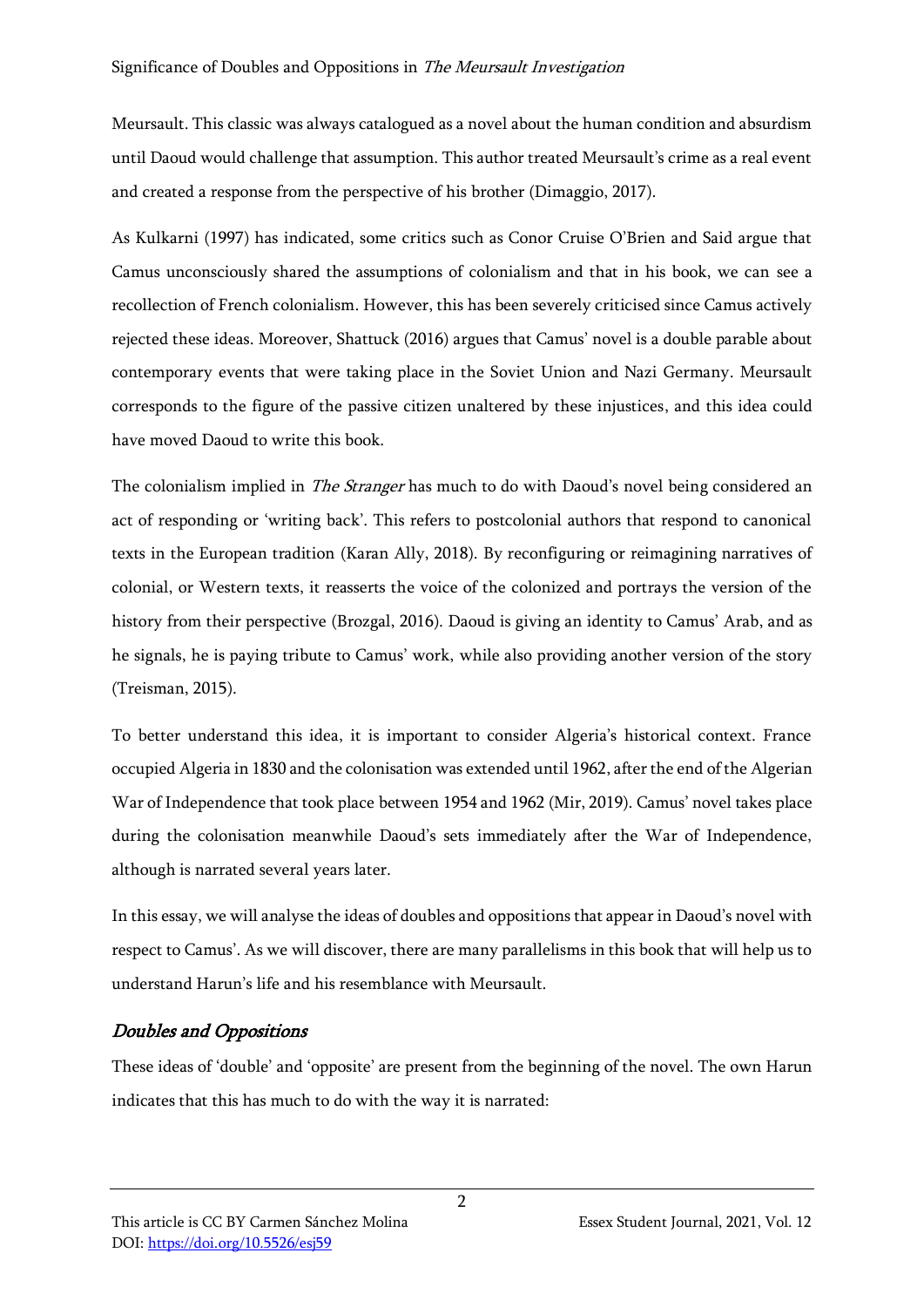Meursault. This classic was always catalogued as a novel about the human condition and absurdism until Daoud would challenge that assumption. This author treated Meursault's crime as a real event and created a response from the perspective of his brother (Dimaggio, 2017).

As Kulkarni (1997) has indicated, some critics such as Conor Cruise O'Brien and Said argue that Camus unconsciously shared the assumptions of colonialism and that in his book, we can see a recollection of French colonialism. However, this has been severely criticised since Camus actively rejected these ideas. Moreover, Shattuck (2016) argues that Camus' novel is a double parable about contemporary events that were taking place in the Soviet Union and Nazi Germany. Meursault corresponds to the figure of the passive citizen unaltered by these injustices, and this idea could have moved Daoud to write this book.

The colonialism implied in *The Stranger* has much to do with Daoud's novel being considered an act of responding or 'writing back'. This refers to postcolonial authors that respond to canonical texts in the European tradition (Karan Ally, 2018). By reconfiguring or reimagining narratives of colonial, or Western texts, it reasserts the voice of the colonized and portrays the version of the history from their perspective (Brozgal, 2016). Daoud is giving an identity to Camus' Arab, and as he signals, he is paying tribute to Camus' work, while also providing another version of the story (Treisman, 2015).

To better understand this idea, it is important to consider Algeria's historical context. France occupied Algeria in 1830 and the colonisation was extended until 1962, after the end of the Algerian War of Independence that took place between 1954 and 1962 (Mir, 2019). Camus' novel takes place during the colonisation meanwhile Daoud's sets immediately after the War of Independence, although is narrated several years later.

In this essay, we will analyse the ideas of doubles and oppositions that appear in Daoud's novel with respect to Camus'. As we will discover, there are many parallelisms in this book that will help us to understand Harun's life and his resemblance with Meursault.

## *Doubles and Oppositions*

These ideas of 'double' and 'opposite' are present from the beginning of the novel. The own Harun indicates that this has much to do with the way it is narrated: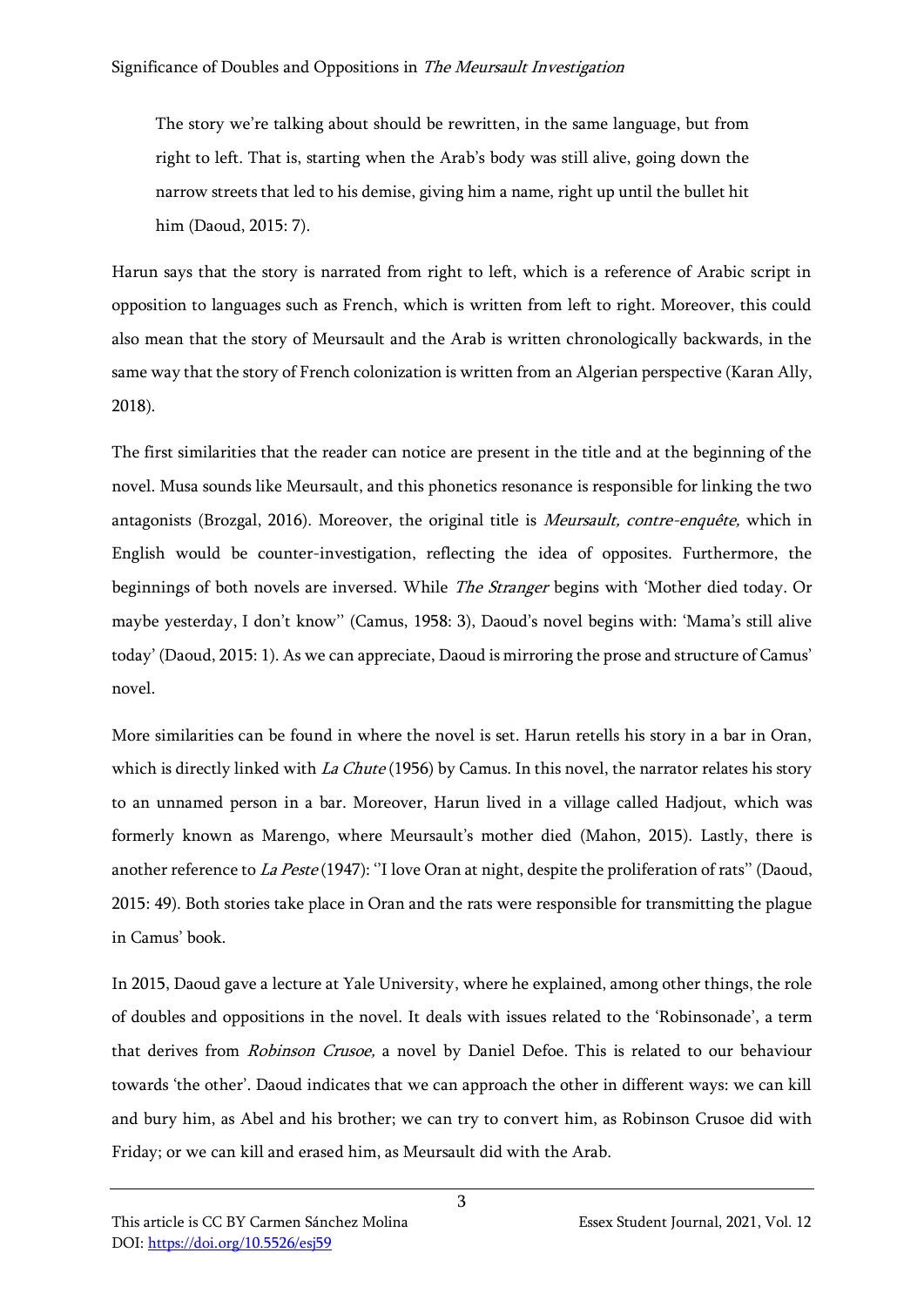> The story we're talking about should be rewritten, in the same language, but from right to left. That is, starting when the Arab's body was still alive, going down the narrow streets that led to his demise, giving him a name, right up until the bullet hit him (Daoud, 2015: 7).

Harun says that the story is narrated from right to left, which is a reference of Arabic script in opposition to languages such as French, which is written from left to right. Moreover, this could also mean that the story of Meursault and the Arab is written chronologically backwards, in the same way that the story of French colonization is written from an Algerian perspective (Karan Ally, 2018).

The first similarities that the reader can notice are present in the title and at the beginning of the novel. Musa sounds like Meursault, and this phonetics resonance is responsible for linking the two antagonists (Brozgal, 2016). Moreover, the original title is *Meursault, contre-enquête,* which in English would be counter-investigation, reflecting the idea of opposites. Furthermore, the beginnings of both novels are inversed. While *The Stranger* begins with 'Mother died today. Or maybe yesterday, I don't know'' (Camus, 1958: 3), Daoud's novel begins with: 'Mama's still alive today' (Daoud, 2015: 1). As we can appreciate, Daoud is mirroring the prose and structure of Camus' novel.

More similarities can be found in where the novel is set. Harun retells his story in a bar in Oran, which is directly linked with *La Chute* (1956) by Camus. In this novel, the narrator relates his story to an unnamed person in a bar. Moreover, Harun lived in a village called Hadjout, which was formerly known as Marengo, where Meursault's mother died (Mahon, 2015). Lastly, there is another reference to *La Peste* (1947): ''I love Oran at night, despite the proliferation of rats'' (Daoud, 2015: 49). Both stories take place in Oran and the rats were responsible for transmitting the plague in Camus' book.

In 2015, Daoud gave a lecture at Yale University, where he explained, among other things, the role of doubles and oppositions in the novel. It deals with issues related to the 'Robinsonade', a term that derives from *Robinson Crusoe,* a novel by Daniel Defoe. This is related to our behaviour towards 'the other'. Daoud indicates that we can approach the other in different ways: we can kill and bury him, as Abel and his brother; we can try to convert him, as Robinson Crusoe did with Friday; or we can kill and erased him, as Meursault did with the Arab.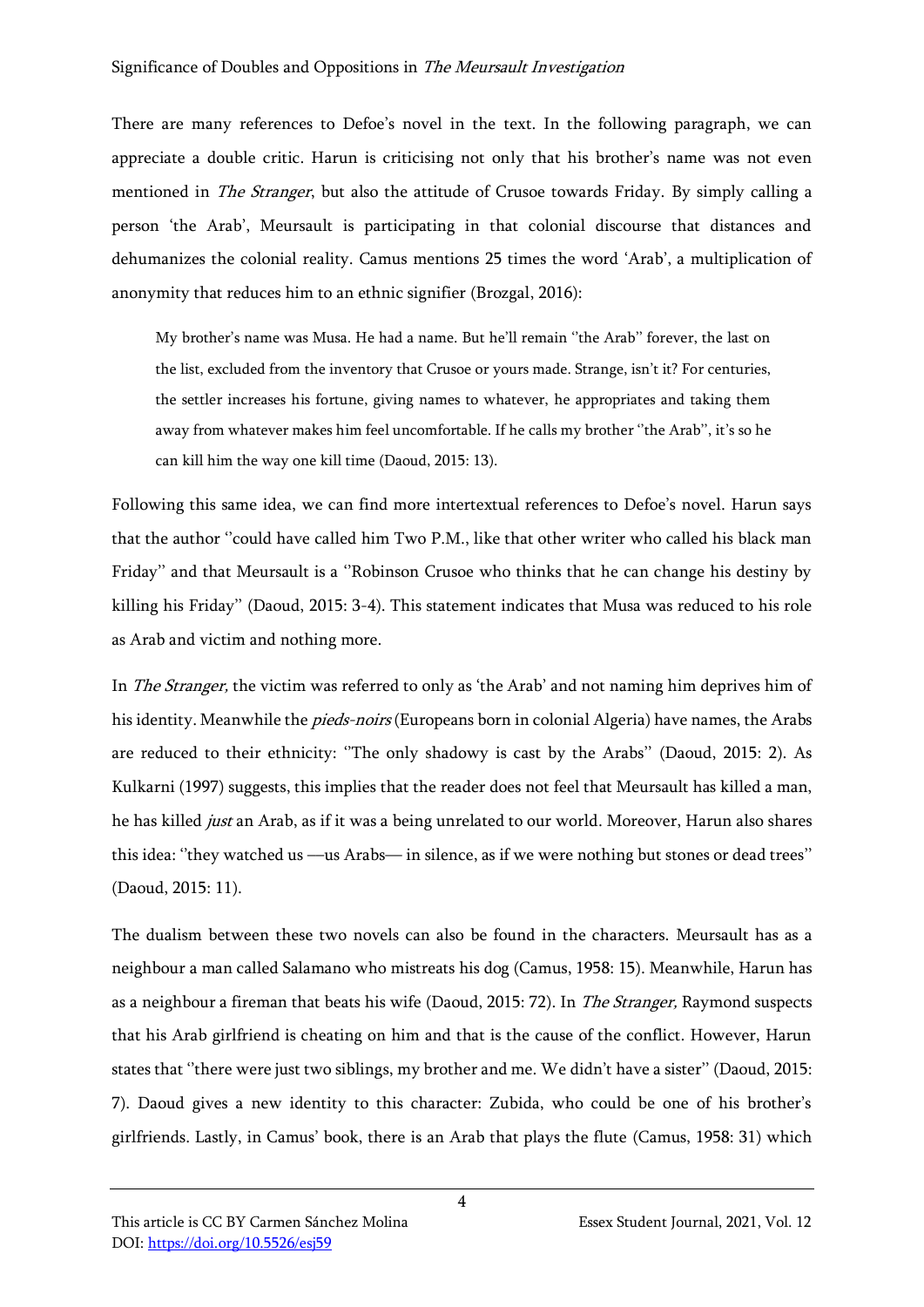There are many references to Defoe's novel in the text. In the following paragraph, we can appreciate a double critic. Harun is criticising not only that his brother's name was not even mentioned in *The Stranger*, but also the attitude of Crusoe towards Friday. By simply calling a person 'the Arab', Meursault is participating in that colonial discourse that distances and dehumanizes the colonial reality. Camus mentions 25 times the word 'Arab', a multiplication of anonymity that reduces him to an ethnic signifier (Brozgal, 2016):

> My brother's name was Musa. He had a name. But he'll remain ''the Arab'' forever, the last on the list, excluded from the inventory that Crusoe or yours made. Strange, isn't it? For centuries, the settler increases his fortune, giving names to whatever, he appropriates and taking them away from whatever makes him feel uncomfortable. If he calls my brother ''the Arab'', it's so he can kill him the way one kill time (Daoud, 2015: 13).

Following this same idea, we can find more intertextual references to Defoe's novel. Harun says that the author ''could have called him Two P.M., like that other writer who called his black man Friday'' and that Meursault is a ''Robinson Crusoe who thinks that he can change his destiny by killing his Friday'' (Daoud, 2015: 3-4). This statement indicates that Musa was reduced to his role as Arab and victim and nothing more.

In *The Stranger,* the victim was referred to only as 'the Arab' and not naming him deprives him of his identity. Meanwhile the *pieds-noirs* (Europeans born in colonial Algeria) have names, the Arabs are reduced to their ethnicity: ''The only shadowy is cast by the Arabs'' (Daoud, 2015: 2). As Kulkarni (1997) suggests, this implies that the reader does not feel that Meursault has killed a man, he has killed *just* an Arab, as if it was a being unrelated to our world. Moreover, Harun also shares this idea: ''they watched us —us Arabs— in silence, as if we were nothing but stones or dead trees'' (Daoud, 2015: 11).

The dualism between these two novels can also be found in the characters. Meursault has as a neighbour a man called Salamano who mistreats his dog (Camus, 1958: 15). Meanwhile, Harun has as a neighbour a fireman that beats his wife (Daoud, 2015: 72). In *The Stranger,* Raymond suspects that his Arab girlfriend is cheating on him and that is the cause of the conflict. However, Harun states that ''there were just two siblings, my brother and me. We didn't have a sister'' (Daoud, 2015: 7). Daoud gives a new identity to this character: Zubida, who could be one of his brother's girlfriends. Lastly, in Camus' book, there is an Arab that plays the flute (Camus, 1958: 31) which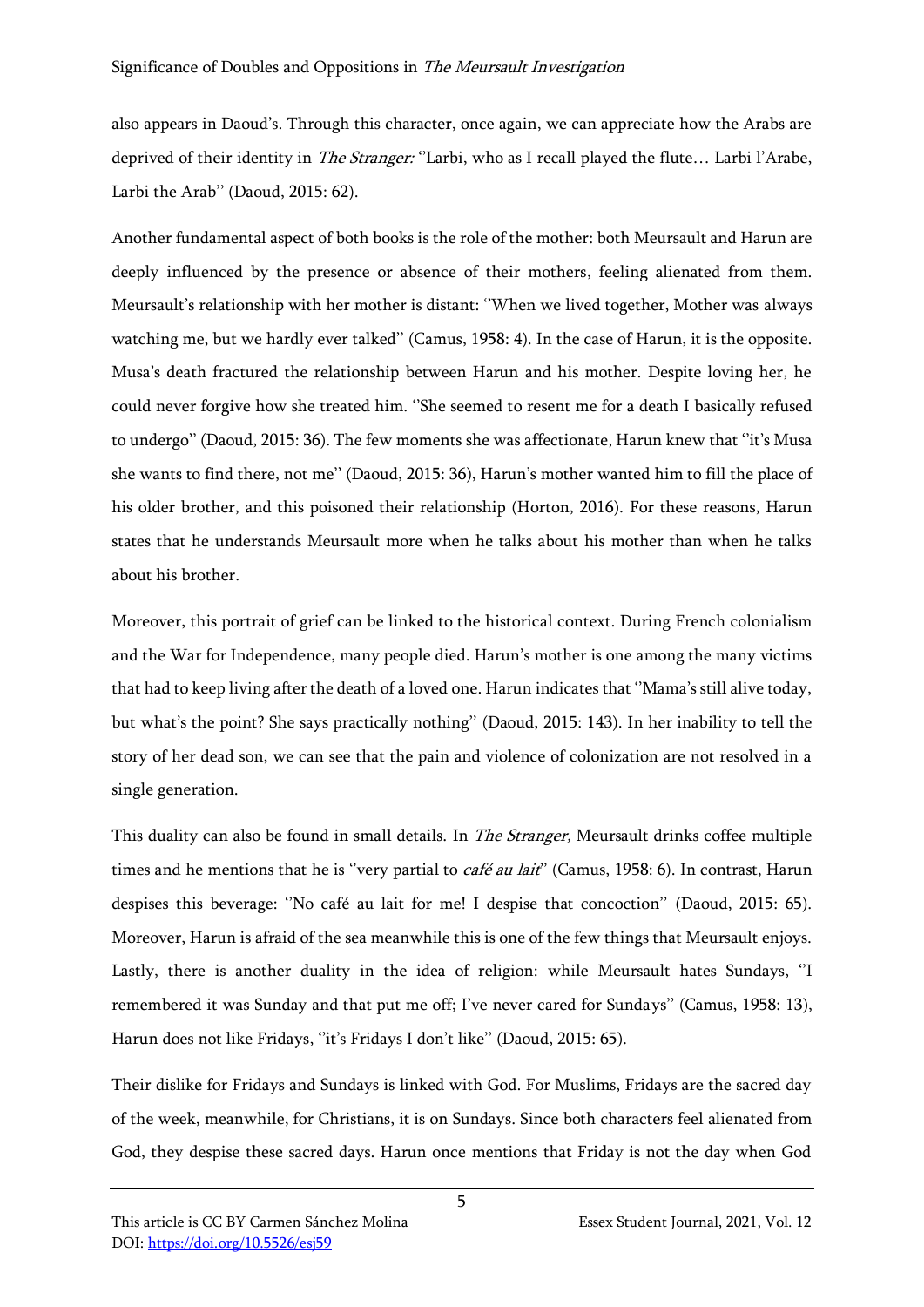also appears in Daoud's. Through this character, once again, we can appreciate how the Arabs are deprived of their identity in *The Stranger:* ''Larbi, who as I recall played the flute… Larbi l'Arabe, Larbi the Arab'' (Daoud, 2015: 62).

Another fundamental aspect of both books is the role of the mother: both Meursault and Harun are deeply influenced by the presence or absence of their mothers, feeling alienated from them. Meursault's relationship with her mother is distant: ''When we lived together, Mother was always watching me, but we hardly ever talked'' (Camus, 1958: 4). In the case of Harun, it is the opposite. Musa's death fractured the relationship between Harun and his mother. Despite loving her, he could never forgive how she treated him. ''She seemed to resent me for a death I basically refused to undergo'' (Daoud, 2015: 36). The few moments she was affectionate, Harun knew that ''it's Musa she wants to find there, not me'' (Daoud, 2015: 36), Harun's mother wanted him to fill the place of his older brother, and this poisoned their relationship (Horton, 2016). For these reasons, Harun states that he understands Meursault more when he talks about his mother than when he talks about his brother.

Moreover, this portrait of grief can be linked to the historical context. During French colonialism and the War for Independence, many people died. Harun's mother is one among the many victims that had to keep living after the death of a loved one. Harun indicates that ''Mama's still alive today, but what's the point? She says practically nothing'' (Daoud, 2015: 143). In her inability to tell the story of her dead son, we can see that the pain and violence of colonization are not resolved in a single generation.

This duality can also be found in small details. In *The Stranger,* Meursault drinks coffee multiple times and he mentions that he is ''very partial to *café au lait*'' (Camus, 1958: 6). In contrast, Harun despises this beverage: ''No café au lait for me! I despise that concoction'' (Daoud, 2015: 65). Moreover, Harun is afraid of the sea meanwhile this is one of the few things that Meursault enjoys. Lastly, there is another duality in the idea of religion: while Meursault hates Sundays, ''I remembered it was Sunday and that put me off; I've never cared for Sundays'' (Camus, 1958: 13), Harun does not like Fridays, ''it's Fridays I don't like'' (Daoud, 2015: 65).

Their dislike for Fridays and Sundays is linked with God. For Muslims, Fridays are the sacred day of the week, meanwhile, for Christians, it is on Sundays. Since both characters feel alienated from God, they despise these sacred days. Harun once mentions that Friday is not the day when God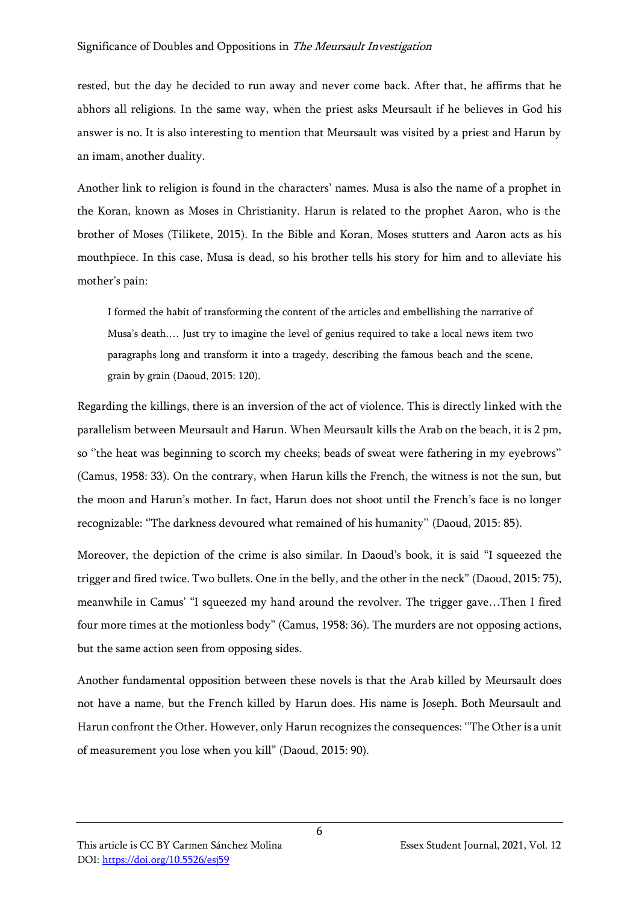rested, but the day he decided to run away and never come back. After that, he affirms that he abhors all religions. In the same way, when the priest asks Meursault if he believes in God his answer is no. It is also interesting to mention that Meursault was visited by a priest and Harun by an imam, another duality.

Another link to religion is found in the characters' names. Musa is also the name of a prophet in the Koran, known as Moses in Christianity. Harun is related to the prophet Aaron, who is the brother of Moses (Tilikete, 2015). In the Bible and Koran, Moses stutters and Aaron acts as his mouthpiece. In this case, Musa is dead, so his brother tells his story for him and to alleviate his mother's pain:

> I formed the habit of transforming the content of the articles and embellishing the narrative of Musa's death.… Just try to imagine the level of genius required to take a local news item two paragraphs long and transform it into a tragedy, describing the famous beach and the scene, grain by grain (Daoud, 2015: 120).

Regarding the killings, there is an inversion of the act of violence. This is directly linked with the parallelism between Meursault and Harun. When Meursault kills the Arab on the beach, it is 2 pm, so ''the heat was beginning to scorch my cheeks; beads of sweat were fathering in my eyebrows'' (Camus, 1958: 33). On the contrary, when Harun kills the French, the witness is not the sun, but the moon and Harun's mother. In fact, Harun does not shoot until the French's face is no longer recognizable: ''The darkness devoured what remained of his humanity'' (Daoud, 2015: 85).

Moreover, the depiction of the crime is also similar. In Daoud's book, it is said "I squeezed the trigger and fired twice. Two bullets. One in the belly, and the other in the neck" (Daoud, 2015: 75), meanwhile in Camus' "I squeezed my hand around the revolver. The trigger gave…Then I fired four more times at the motionless body" (Camus, 1958: 36). The murders are not opposing actions, but the same action seen from opposing sides.

Another fundamental opposition between these novels is that the Arab killed by Meursault does not have a name, but the French killed by Harun does. His name is Joseph. Both Meursault and Harun confront the Other. However, only Harun recognizes the consequences: ''The Other is a unit of measurement you lose when you kill" (Daoud, 2015: 90).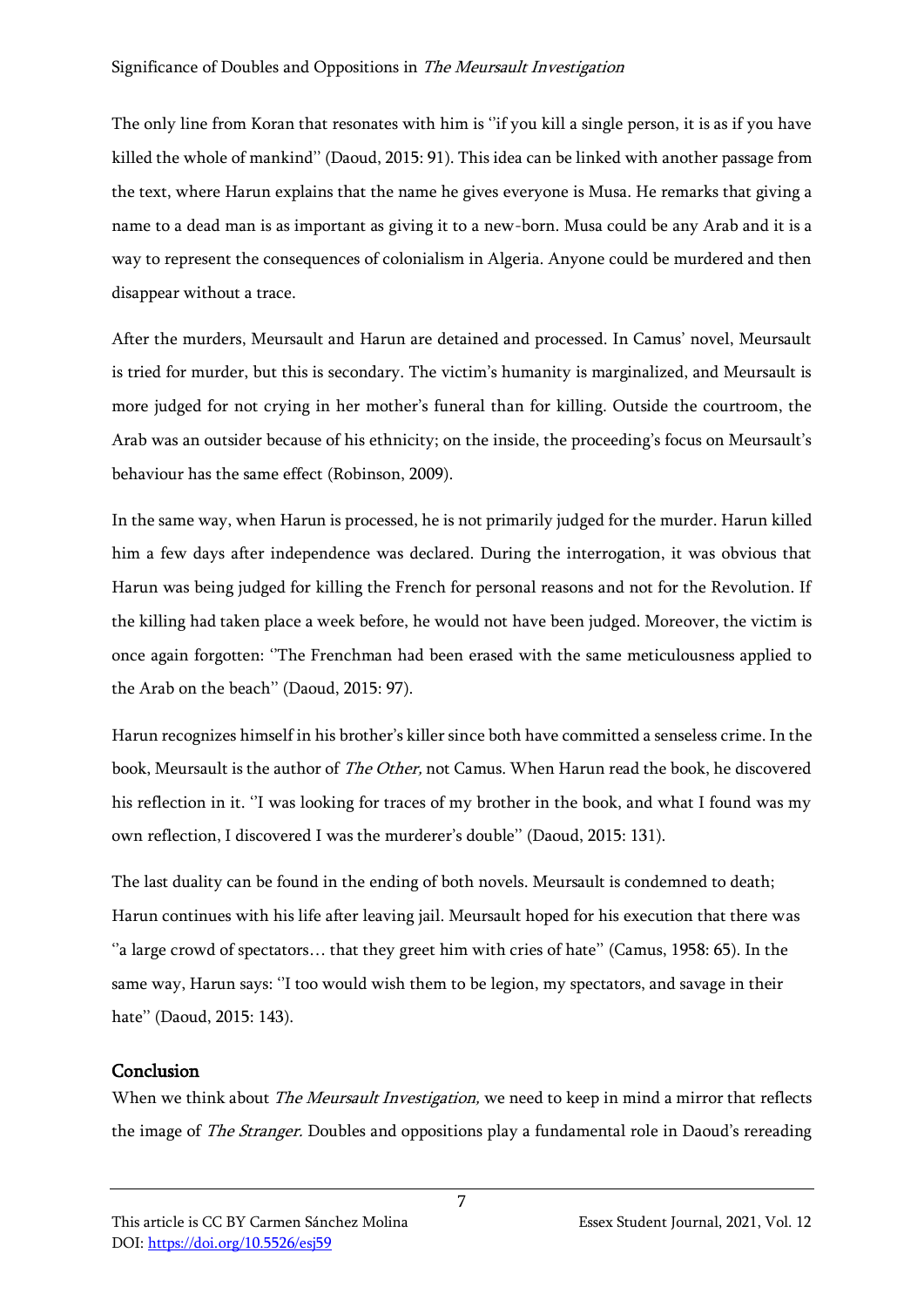The only line from Koran that resonates with him is ''if you kill a single person, it is as if you have killed the whole of mankind'' (Daoud, 2015: 91). This idea can be linked with another passage from the text, where Harun explains that the name he gives everyone is Musa. He remarks that giving a name to a dead man is as important as giving it to a new-born. Musa could be any Arab and it is a way to represent the consequences of colonialism in Algeria. Anyone could be murdered and then disappear without a trace.

After the murders, Meursault and Harun are detained and processed. In Camus' novel, Meursault is tried for murder, but this is secondary. The victim's humanity is marginalized, and Meursault is more judged for not crying in her mother's funeral than for killing. Outside the courtroom, the Arab was an outsider because of his ethnicity; on the inside, the proceeding's focus on Meursault's behaviour has the same effect (Robinson, 2009).

In the same way, when Harun is processed, he is not primarily judged for the murder. Harun killed him a few days after independence was declared. During the interrogation, it was obvious that Harun was being judged for killing the French for personal reasons and not for the Revolution. If the killing had taken place a week before, he would not have been judged. Moreover, the victim is once again forgotten: ''The Frenchman had been erased with the same meticulousness applied to the Arab on the beach'' (Daoud, 2015: 97).

Harun recognizes himself in his brother's killer since both have committed a senseless crime. In the book, Meursault is the author of *The Other,* not Camus. When Harun read the book, he discovered his reflection in it. ''I was looking for traces of my brother in the book, and what I found was my own reflection, I discovered I was the murderer's double'' (Daoud, 2015: 131).

The last duality can be found in the ending of both novels. Meursault is condemned to death; Harun continues with his life after leaving jail. Meursault hoped for his execution that there was ''a large crowd of spectators… that they greet him with cries of hate'' (Camus, 1958: 65). In the same way, Harun says: ''I too would wish them to be legion, my spectators, and savage in their hate'' (Daoud, 2015: 143).

## Conclusion

When we think about *The Meursault Investigation,* we need to keep in mind a mirror that reflects the image of *The Stranger.* Doubles and oppositions play a fundamental role in Daoud's rereading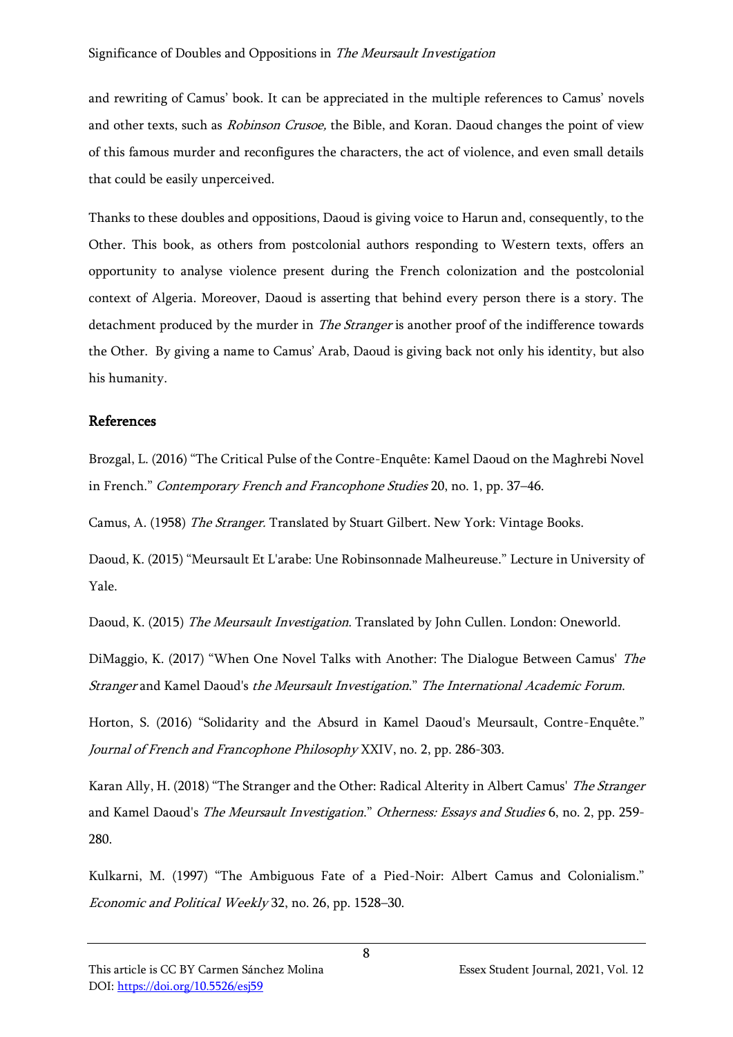and rewriting of Camus' book. It can be appreciated in the multiple references to Camus' novels and other texts, such as *Robinson Crusoe,* the Bible, and Koran. Daoud changes the point of view of this famous murder and reconfigures the characters, the act of violence, and even small details that could be easily unperceived.

Thanks to these doubles and oppositions, Daoud is giving voice to Harun and, consequently, to the Other. This book, as others from postcolonial authors responding to Western texts, offers an opportunity to analyse violence present during the French colonization and the postcolonial context of Algeria. Moreover, Daoud is asserting that behind every person there is a story. The detachment produced by the murder in *The Stranger* is another proof of the indifference towards the Other. By giving a name to Camus' Arab, Daoud is giving back not only his identity, but also his humanity.

## References

Brozgal, L. (2016) "The Critical Pulse of the Contre-Enquête: Kamel Daoud on the Maghrebi Novel in French." *Contemporary French and Francophone Studies* 20, no. 1, pp. 37–46.

Camus, A. (1958) *The Stranger.* Translated by Stuart Gilbert. New York: Vintage Books.

Daoud, K. (2015) "Meursault Et L'arabe: Une Robinsonnade Malheureuse." Lecture in University of Yale.

Daoud, K. (2015) *The Meursault Investigation*. Translated by John Cullen. London: Oneworld.

DiMaggio, K. (2017) "When One Novel Talks with Another: The Dialogue Between Camus' *The Stranger* and Kamel Daoud's *the Meursault Investigation*." *The International Academic Forum*.

Horton, S. (2016) "Solidarity and the Absurd in Kamel Daoud's Meursault, Contre-Enquête." *Journal of French and Francophone Philosophy* XXIV, no. 2, pp. 286-303.

Karan Ally, H. (2018) "The Stranger and the Other: Radical Alterity in Albert Camus' *The Stranger* and Kamel Daoud's *The Meursault Investigation*." *Otherness: Essays and Studies* 6, no. 2, pp. 259-280.

Kulkarni, M. (1997) "The Ambiguous Fate of a Pied-Noir: Albert Camus and Colonialism." *Economic and Political Weekly* 32, no. 26, pp. 1528–30.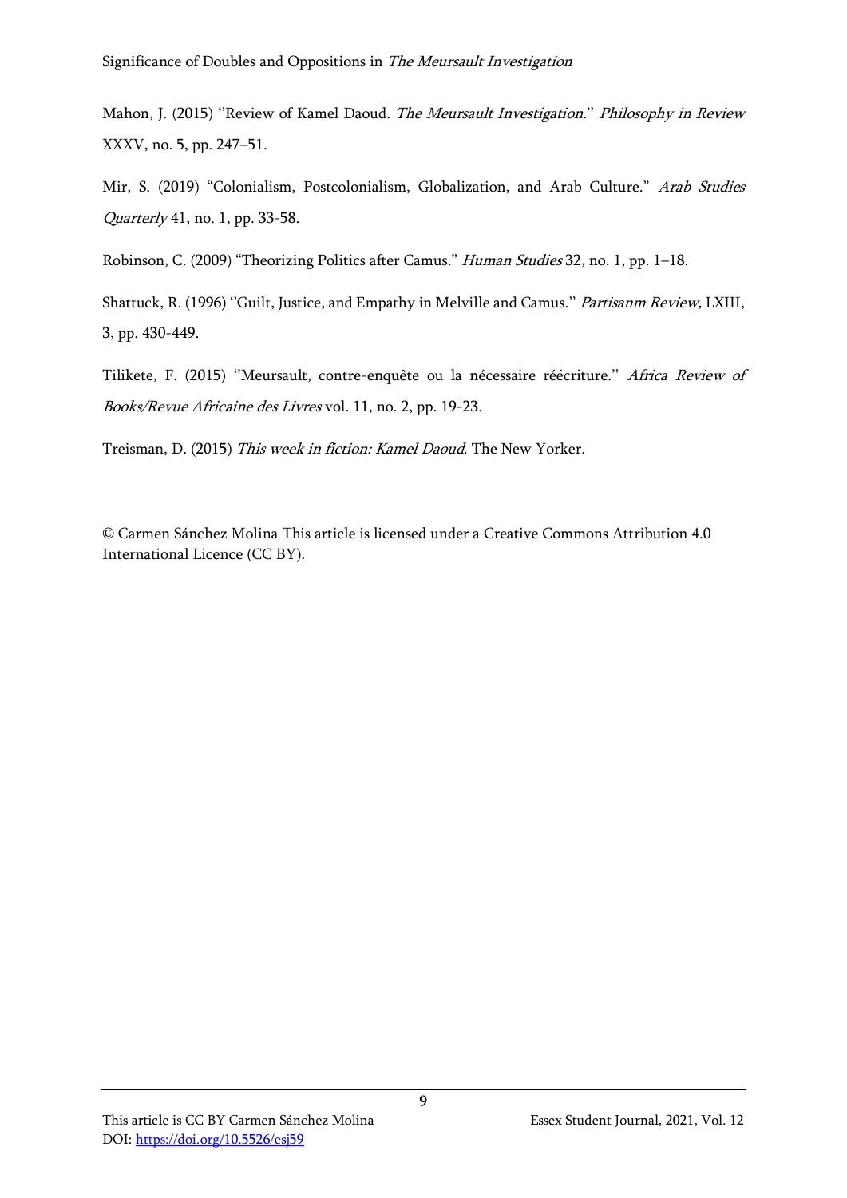Mahon, J. (2015) ''Review of Kamel Daoud. *The Meursault Investigation*.'' *Philosophy in Review* XXXV, no. 5, pp. 247–51.

Mir, S. (2019) "Colonialism, Postcolonialism, Globalization, and Arab Culture." *Arab Studies Quarterly* 41, no. 1, pp. 33-58.

Robinson, C. (2009) "Theorizing Politics after Camus." *Human Studies* 32, no. 1, pp. 1–18.

Shattuck, R. (1996) ''Guilt, Justice, and Empathy in Melville and Camus.'' *Partisanm Review,* LXIII, 3, pp. 430-449.

Tilikete, F. (2015) ''Meursault, contre-enquête ou la nécessaire réécriture.'' *Africa Review of Books/Revue Africaine des Livres* vol. 11, no. 2, pp. 19-23.

Treisman, D. (2015) *This week in fiction: Kamel Daoud.* The New Yorker.

© Carmen Sánchez Molina This article is licensed under a Creative Commons Attribution 4.0 International Licence (CC BY).